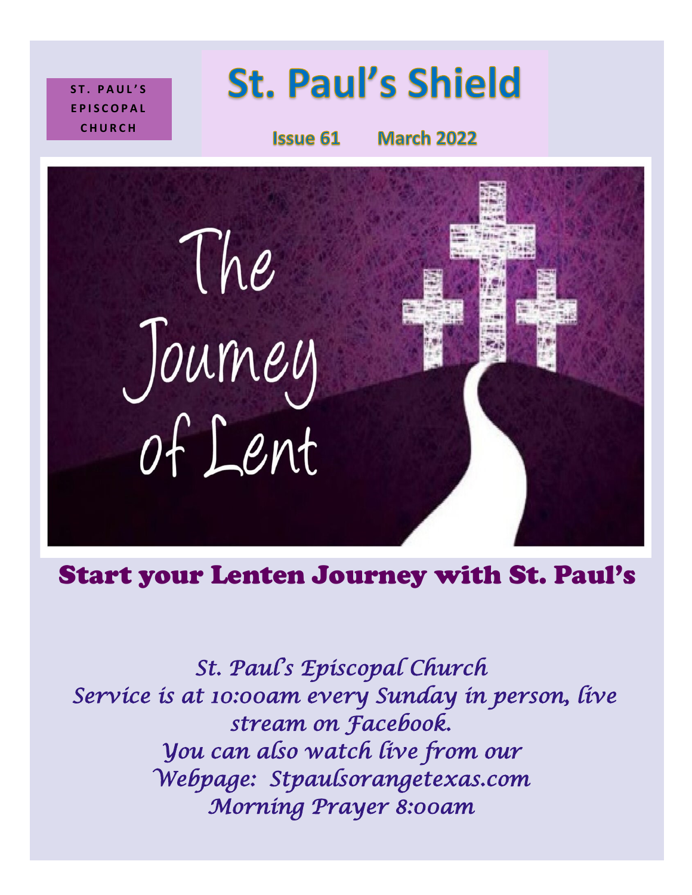ST. PAUL'S EPISCOPAL CHURCH

# St. Paul's Shield

**Issue 61 March 2022**

The Journey of Lent

## Start your Lenten Journey with St. Paul's

*St. Paul's Episcopal Church*
*Service is at 10:00am every Sunday in person, live stream on Facebook.*
*You can also watch live from our Webpage: Stpaulsorangetexas.com*
*Morning Prayer 8:00am*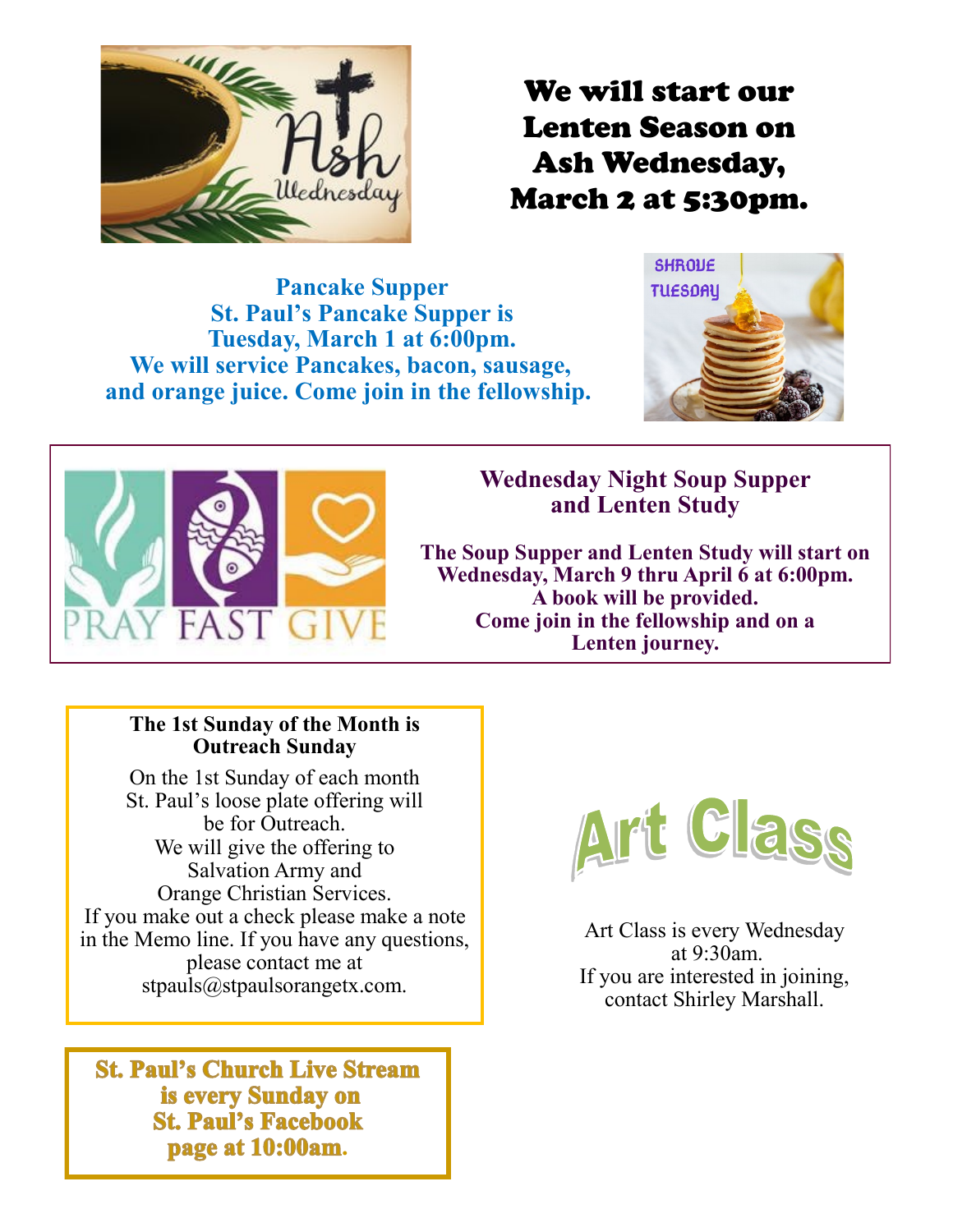## We will start our Lenten Season on Ash Wednesday, March 2 at 5:30pm.

**Pancake Supper**
**St. Paul's Pancake Supper is Tuesday, March 1 at 6:00pm.**
**We will service Pancakes, bacon, sausage, and orange juice. Come join in the fellowship.**

### Wednesday Night Soup Supper and Lenten Study

**The Soup Supper and Lenten Study will start on Wednesday, March 9 thru April 6 at 6:00pm.**
**A book will be provided.**
**Come join in the fellowship and on a Lenten journey.**

### The 1st Sunday of the Month is Outreach Sunday

On the 1st Sunday of each month St. Paul's loose plate offering will be for Outreach.
We will give the offering to Salvation Army and Orange Christian Services.
If you make out a check please make a note in the Memo line. If you have any questions, please contact me at stpauls@stpaulsorangetx.com.

## Art Class

Art Class is every Wednesday at 9:30am.
If you are interested in joining, contact Shirley Marshall.

**St. Paul's Church Live Stream is every Sunday on St. Paul's Facebook page at 10:00am.**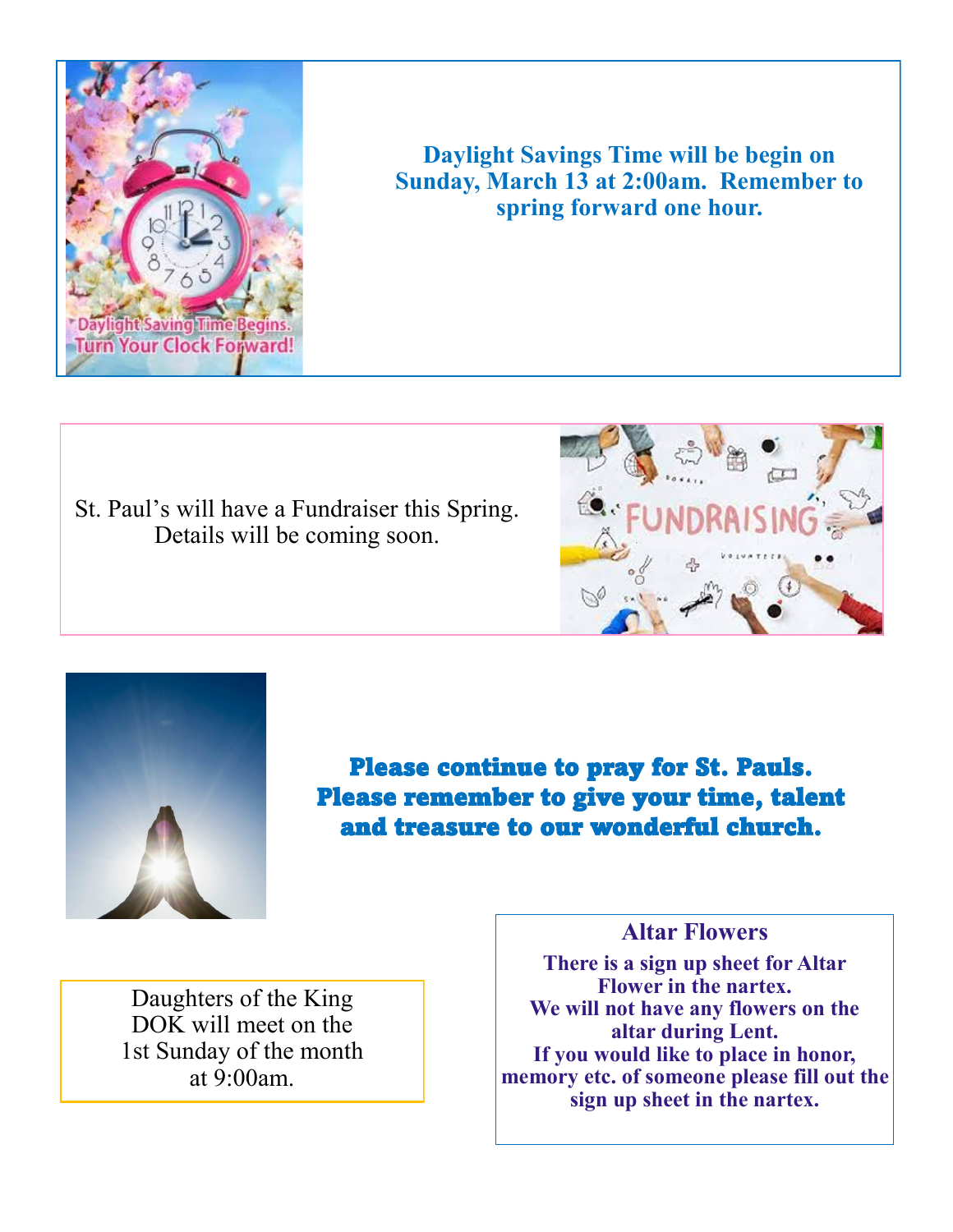**Daylight Savings Time will be begin on Sunday, March 13 at 2:00am. Remember to spring forward one hour.**

St. Paul's will have a Fundraiser this Spring. Details will be coming soon.

**Please continue to pray for St. Pauls. Please remember to give your time, talent and treasure to our wonderful church.**

Daughters of the King
DOK will meet on the 1st Sunday of the month at 9:00am.

## Altar Flowers

**There is a sign up sheet for Altar Flower in the nartex.**
**We will not have any flowers on the altar during Lent.**
**If you would like to place in honor, memory etc. of someone please fill out the sign up sheet in the nartex.**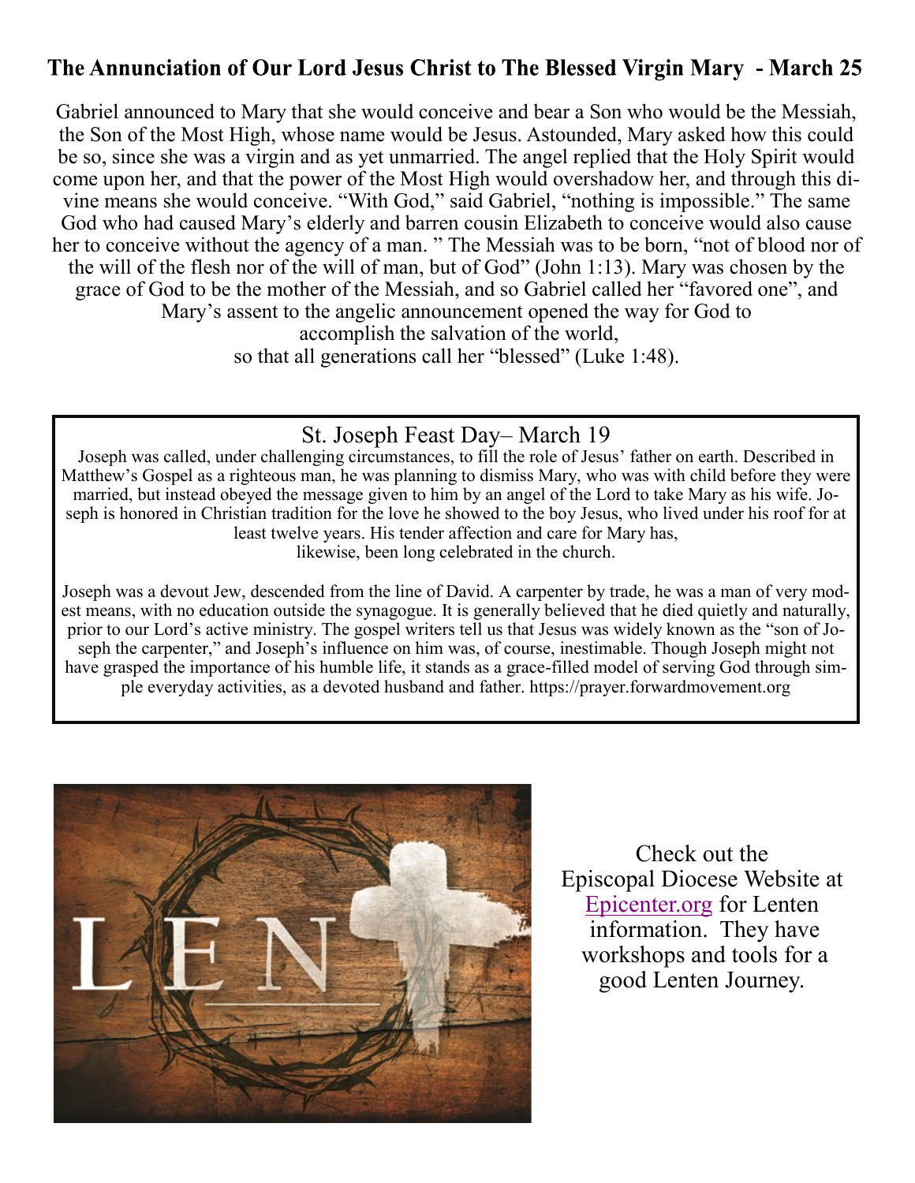## The Annunciation of Our Lord Jesus Christ to The Blessed Virgin Mary - March 25

Gabriel announced to Mary that she would conceive and bear a Son who would be the Messiah, the Son of the Most High, whose name would be Jesus. Astounded, Mary asked how this could be so, since she was a virgin and as yet unmarried. The angel replied that the Holy Spirit would come upon her, and that the power of the Most High would overshadow her, and through this divine means she would conceive. "With God," said Gabriel, "nothing is impossible." The same God who had caused Mary's elderly and barren cousin Elizabeth to conceive would also cause her to conceive without the agency of a man. " The Messiah was to be born, "not of blood nor of the will of the flesh nor of the will of man, but of God" (John 1:13). Mary was chosen by the grace of God to be the mother of the Messiah, and so Gabriel called her "favored one", and Mary's assent to the angelic announcement opened the way for God to accomplish the salvation of the world, so that all generations call her "blessed" (Luke 1:48).

### St. Joseph Feast Day– March 19

Joseph was called, under challenging circumstances, to fill the role of Jesus' father on earth. Described in Matthew's Gospel as a righteous man, he was planning to dismiss Mary, who was with child before they were married, but instead obeyed the message given to him by an angel of the Lord to take Mary as his wife. Joseph is honored in Christian tradition for the love he showed to the boy Jesus, who lived under his roof for at least twelve years. His tender affection and care for Mary has, likewise, been long celebrated in the church.

Joseph was a devout Jew, descended from the line of David. A carpenter by trade, he was a man of very modest means, with no education outside the synagogue. It is generally believed that he died quietly and naturally, prior to our Lord's active ministry. The gospel writers tell us that Jesus was widely known as the "son of Joseph the carpenter," and Joseph's influence on him was, of course, inestimable. Though Joseph might not have grasped the importance of his humble life, it stands as a grace-filled model of serving God through simple everyday activities, as a devoted husband and father. https://prayer.forwardmovement.org

Check out the Episcopal Diocese Website at [Epicenter.org](Epicenter.org) for Lenten information. They have workshops and tools for a good Lenten Journey.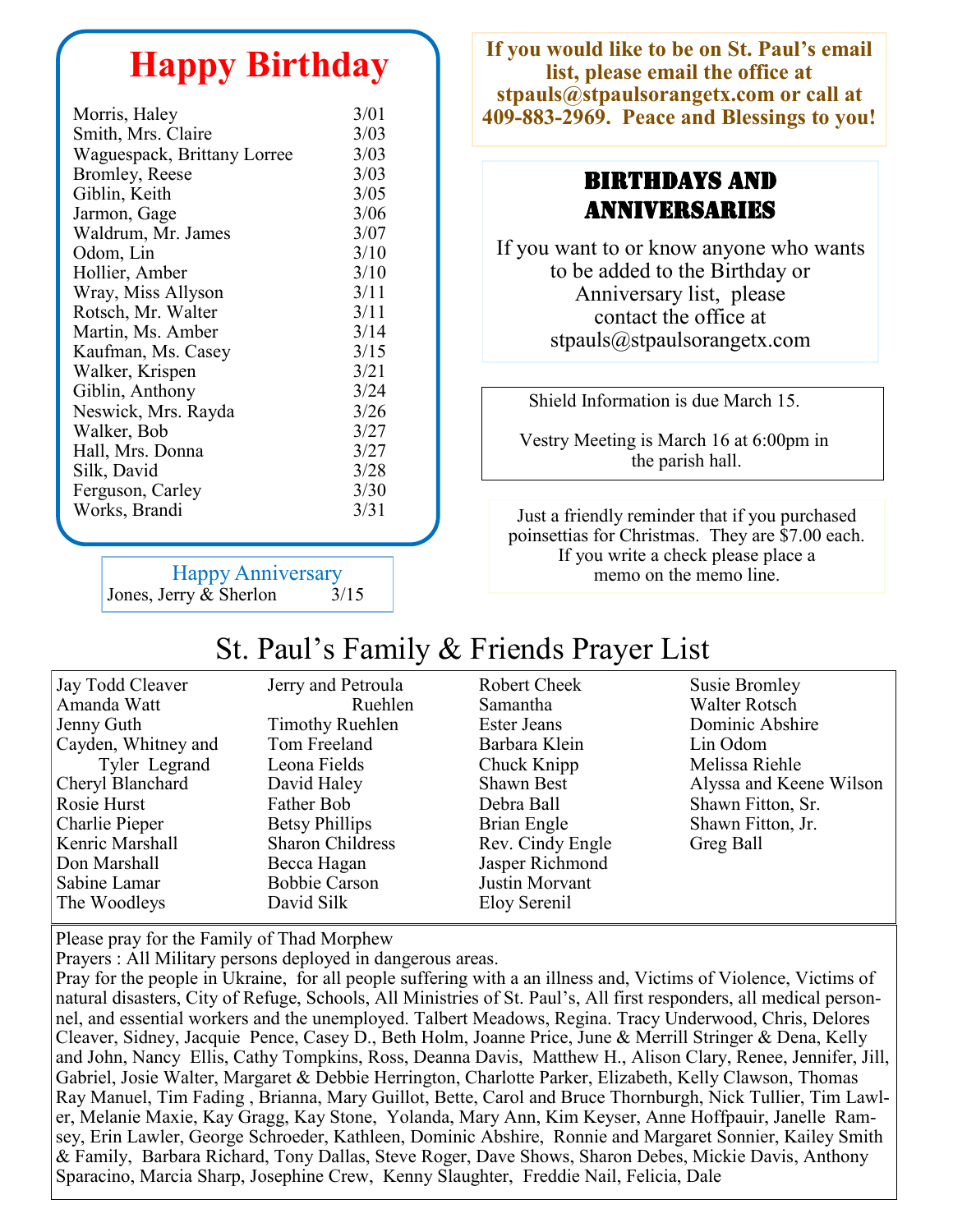# Happy Birthday

| Name | Date |
|---|---|
| Morris, Haley | 3/01 |
| Smith, Mrs. Claire | 3/03 |
| Waguespack, Brittany Lorree | 3/03 |
| Bromley, Reese | 3/03 |
| Giblin, Keith | 3/05 |
| Jarmon, Gage | 3/06 |
| Waldrum, Mr. James | 3/07 |
| Odom, Lin | 3/10 |
| Hollier, Amber | 3/10 |
| Wray, Miss Allyson | 3/11 |
| Rotsch, Mr. Walter | 3/11 |
| Martin, Ms. Amber | 3/14 |
| Kaufman, Ms. Casey | 3/15 |
| Walker, Krispen | 3/21 |
| Giblin, Anthony | 3/24 |
| Neswick, Mrs. Rayda | 3/26 |
| Walker, Bob | 3/27 |
| Hall, Mrs. Donna | 3/27 |
| Silk, David | 3/28 |
| Ferguson, Carley | 3/30 |
| Works, Brandi | 3/31 |

## Happy Anniversary

Jones, Jerry & Sherlon 3/15

**If you would like to be on St. Paul's email list, please email the office at stpauls@stpaulsorangetx.com or call at 409-883-2969. Peace and Blessings to you!**

## Birthdays and Anniversaries

If you want to or know anyone who wants to be added to the Birthday or Anniversary list, please contact the office at stpauls@stpaulsorangetx.com

Shield Information is due March 15.

Vestry Meeting is March 16 at 6:00pm in the parish hall.

Just a friendly reminder that if you purchased poinsettias for Christmas. They are $7.00 each. If you write a check please place a memo on the memo line.

# St. Paul's Family & Friends Prayer List

- Jay Todd Cleaver
- Amanda Watt
- Jenny Guth
- Cayden, Whitney and Tyler Legrand
- Cheryl Blanchard
- Rosie Hurst
- Charlie Pieper
- Kenric Marshall
- Don Marshall
- Sabine Lamar
- The Woodleys
- Jerry and Petroula Ruehlen
- Timothy Ruehlen
- Tom Freeland
- Leona Fields
- David Haley
- Father Bob
- Betsy Phillips
- Sharon Childress
- Becca Hagan
- Bobbie Carson
- David Silk
- Robert Cheek
- Samantha
- Ester Jeans
- Barbara Klein
- Chuck Knipp
- Shawn Best
- Debra Ball
- Brian Engle
- Rev. Cindy Engle
- Jasper Richmond
- Justin Morvant
- Eloy Serenil
- Susie Bromley
- Walter Rotsch
- Dominic Abshire
- Lin Odom
- Melissa Riehle
- Alyssa and Keene Wilson
- Shawn Fitton, Sr.
- Shawn Fitton, Jr.
- Greg Ball

Please pray for the Family of Thad Morphew

Prayers : All Military persons deployed in dangerous areas.

Pray for the people in Ukraine, for all people suffering with a an illness and, Victims of Violence, Victims of natural disasters, City of Refuge, Schools, All Ministries of St. Paul's, All first responders, all medical personnel, and essential workers and the unemployed. Talbert Meadows, Regina. Tracy Underwood, Chris, Delores Cleaver, Sidney, Jacquie Pence, Casey D., Beth Holm, Joanne Price, June & Merrill Stringer & Dena, Kelly and John, Nancy Ellis, Cathy Tompkins, Ross, Deanna Davis, Matthew H., Alison Clary, Renee, Jennifer, Jill, Gabriel, Josie Walter, Margaret & Debbie Herrington, Charlotte Parker, Elizabeth, Kelly Clawson, Thomas Ray Manuel, Tim Fading , Brianna, Mary Guillot, Bette, Carol and Bruce Thornburgh, Nick Tullier, Tim Lawler, Melanie Maxie, Kay Gragg, Kay Stone, Yolanda, Mary Ann, Kim Keyser, Anne Hoffpauir, Janelle Ramsey, Erin Lawler, George Schroeder, Kathleen, Dominic Abshire, Ronnie and Margaret Sonnier, Kailey Smith & Family, Barbara Richard, Tony Dallas, Steve Roger, Dave Shows, Sharon Debes, Mickie Davis, Anthony Sparacino, Marcia Sharp, Josephine Crew, Kenny Slaughter, Freddie Nail, Felicia, Dale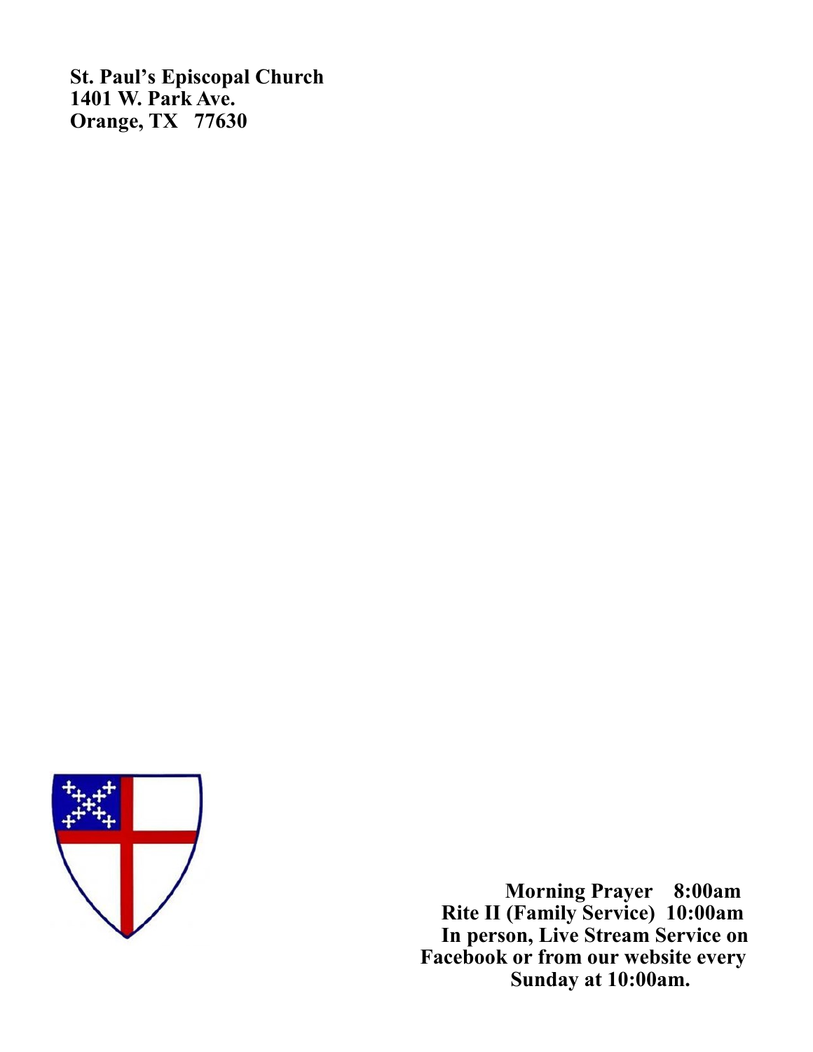**St. Paul's Episcopal Church**
**1401 W. Park Ave.**
**Orange, TX 77630**

**Morning Prayer 8:00am**
**Rite II (Family Service) 10:00am**
**In person, Live Stream Service on Facebook or from our website every Sunday at 10:00am.**